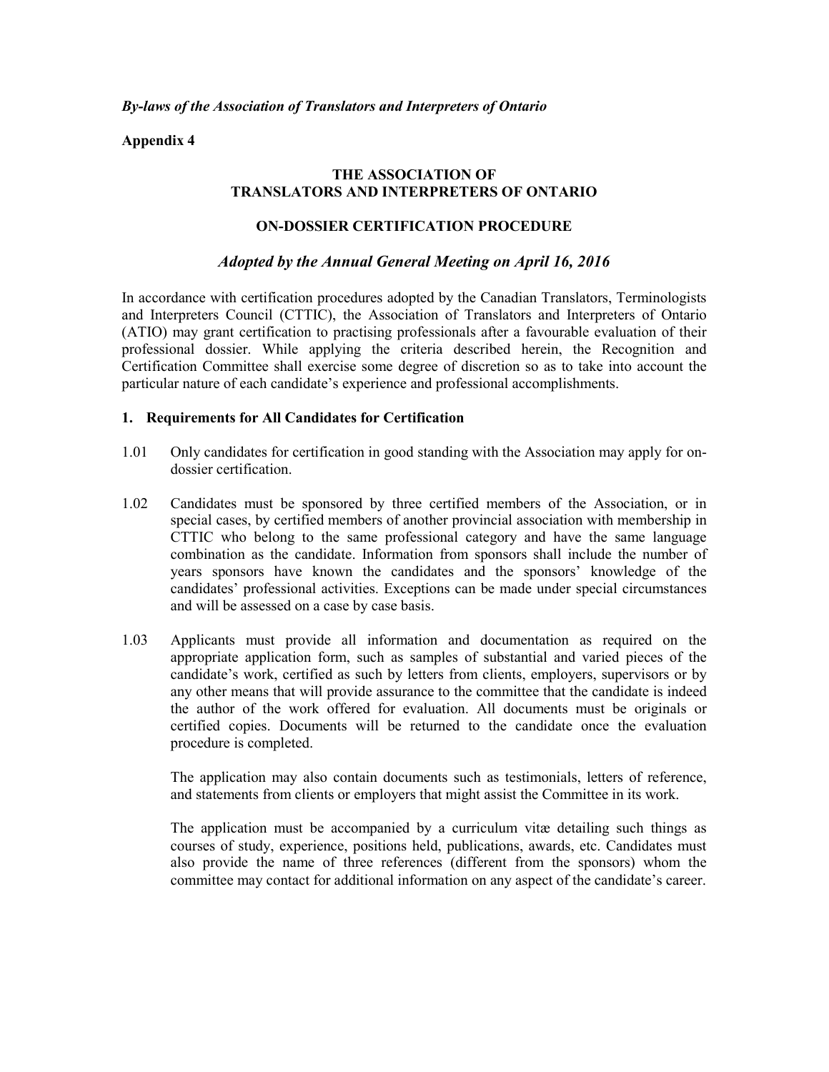*By-laws of the Association of Translators and Interpreters of Ontario*

**Appendix 4**

# THE ASSOCIATION OF TRANSLATORS AND INTERPRETERS OF ONTARIO

## ON-DOSSIER CERTIFICATION PROCEDURE

### *Adopted by the Annual General Meeting on April 16, 2016*

In accordance with certification procedures adopted by the Canadian Translators, Terminologists and Interpreters Council (CTTIC), the Association of Translators and Interpreters of Ontario (ATIO) may grant certification to practising professionals after a favourable evaluation of their professional dossier. While applying the criteria described herein, the Recognition and Certification Committee shall exercise some degree of discretion so as to take into account the particular nature of each candidate's experience and professional accomplishments.

### 1. Requirements for All Candidates for Certification

1.01 Only candidates for certification in good standing with the Association may apply for on-dossier certification.

1.02 Candidates must be sponsored by three certified members of the Association, or in special cases, by certified members of another provincial association with membership in CTTIC who belong to the same professional category and have the same language combination as the candidate. Information from sponsors shall include the number of years sponsors have known the candidates and the sponsors' knowledge of the candidates' professional activities. Exceptions can be made under special circumstances and will be assessed on a case by case basis.

1.03 Applicants must provide all information and documentation as required on the appropriate application form, such as samples of substantial and varied pieces of the candidate's work, certified as such by letters from clients, employers, supervisors or by any other means that will provide assurance to the committee that the candidate is indeed the author of the work offered for evaluation. All documents must be originals or certified copies. Documents will be returned to the candidate once the evaluation procedure is completed.

The application may also contain documents such as testimonials, letters of reference, and statements from clients or employers that might assist the Committee in its work.

The application must be accompanied by a curriculum vitæ detailing such things as courses of study, experience, positions held, publications, awards, etc. Candidates must also provide the name of three references (different from the sponsors) whom the committee may contact for additional information on any aspect of the candidate's career.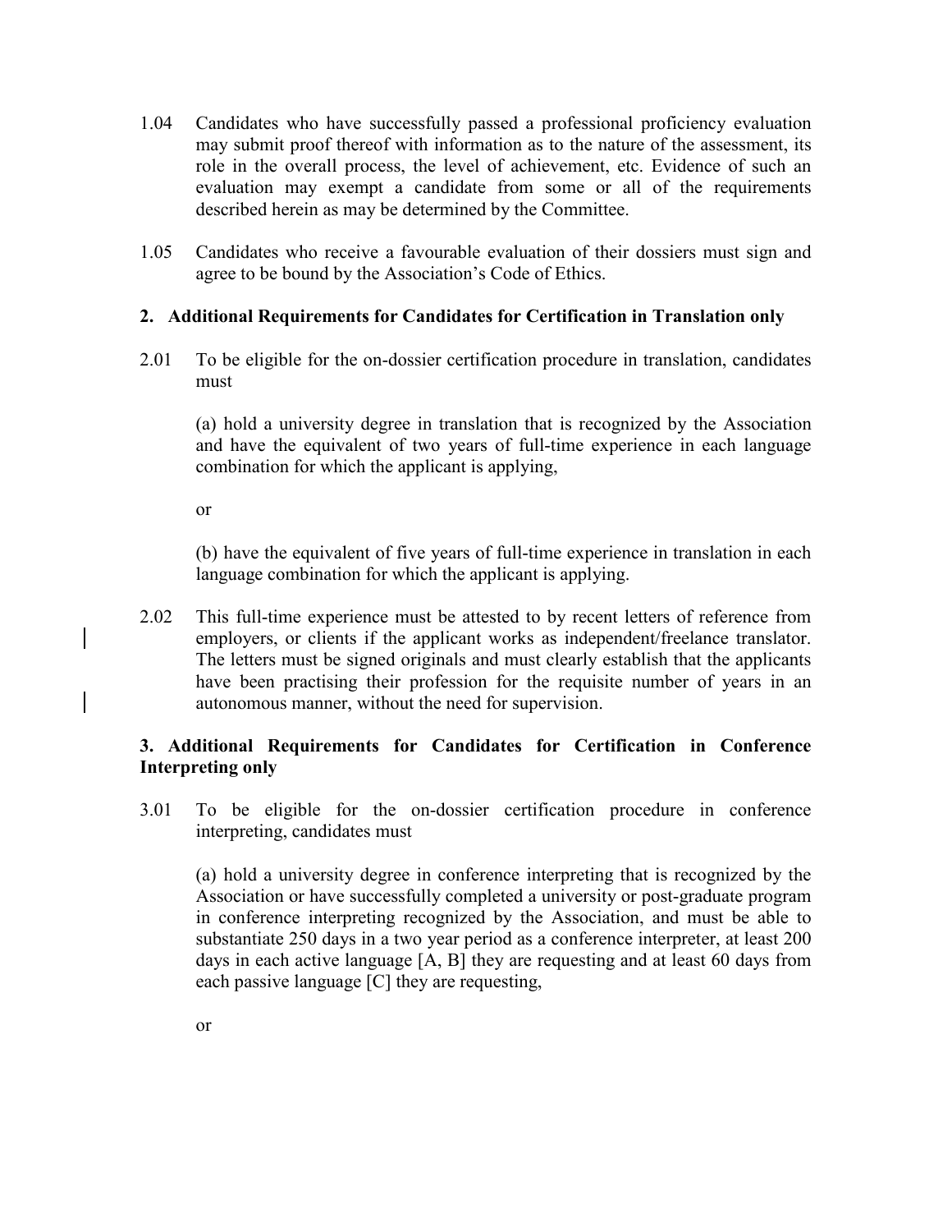1.04 Candidates who have successfully passed a professional proficiency evaluation may submit proof thereof with information as to the nature of the assessment, its role in the overall process, the level of achievement, etc. Evidence of such an evaluation may exempt a candidate from some or all of the requirements described herein as may be determined by the Committee.

1.05 Candidates who receive a favourable evaluation of their dossiers must sign and agree to be bound by the Association's Code of Ethics.

## 2. Additional Requirements for Candidates for Certification in Translation only

2.01 To be eligible for the on-dossier certification procedure in translation, candidates must

(a) hold a university degree in translation that is recognized by the Association and have the equivalent of two years of full-time experience in each language combination for which the applicant is applying,

or

(b) have the equivalent of five years of full-time experience in translation in each language combination for which the applicant is applying.

2.02 This full-time experience must be attested to by recent letters of reference from employers, or clients if the applicant works as independent/freelance translator. The letters must be signed originals and must clearly establish that the applicants have been practising their profession for the requisite number of years in an autonomous manner, without the need for supervision.

## 3. Additional Requirements for Candidates for Certification in Conference Interpreting only

3.01 To be eligible for the on-dossier certification procedure in conference interpreting, candidates must

(a) hold a university degree in conference interpreting that is recognized by the Association or have successfully completed a university or post-graduate program in conference interpreting recognized by the Association, and must be able to substantiate 250 days in a two year period as a conference interpreter, at least 200 days in each active language [A, B] they are requesting and at least 60 days from each passive language [C] they are requesting,

or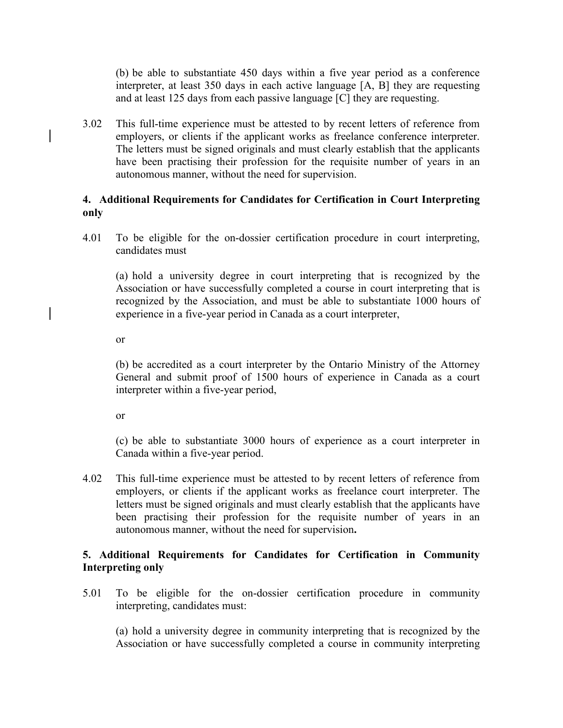(b) be able to substantiate 450 days within a five year period as a conference interpreter, at least 350 days in each active language [A, B] they are requesting and at least 125 days from each passive language [C] they are requesting.

3.02 This full-time experience must be attested to by recent letters of reference from employers, or clients if the applicant works as freelance conference interpreter. The letters must be signed originals and must clearly establish that the applicants have been practising their profession for the requisite number of years in an autonomous manner, without the need for supervision.

## 4. Additional Requirements for Candidates for Certification in Court Interpreting only

4.01 To be eligible for the on-dossier certification procedure in court interpreting, candidates must

(a) hold a university degree in court interpreting that is recognized by the Association or have successfully completed a course in court interpreting that is recognized by the Association, and must be able to substantiate 1000 hours of experience in a five-year period in Canada as a court interpreter,

or

(b) be accredited as a court interpreter by the Ontario Ministry of the Attorney General and submit proof of 1500 hours of experience in Canada as a court interpreter within a five-year period,

or

(c) be able to substantiate 3000 hours of experience as a court interpreter in Canada within a five-year period.

4.02 This full-time experience must be attested to by recent letters of reference from employers, or clients if the applicant works as freelance court interpreter. The letters must be signed originals and must clearly establish that the applicants have been practising their profession for the requisite number of years in an autonomous manner, without the need for supervision**.**

## 5. Additional Requirements for Candidates for Certification in Community Interpreting only

5.01 To be eligible for the on-dossier certification procedure in community interpreting, candidates must:

(a) hold a university degree in community interpreting that is recognized by the Association or have successfully completed a course in community interpreting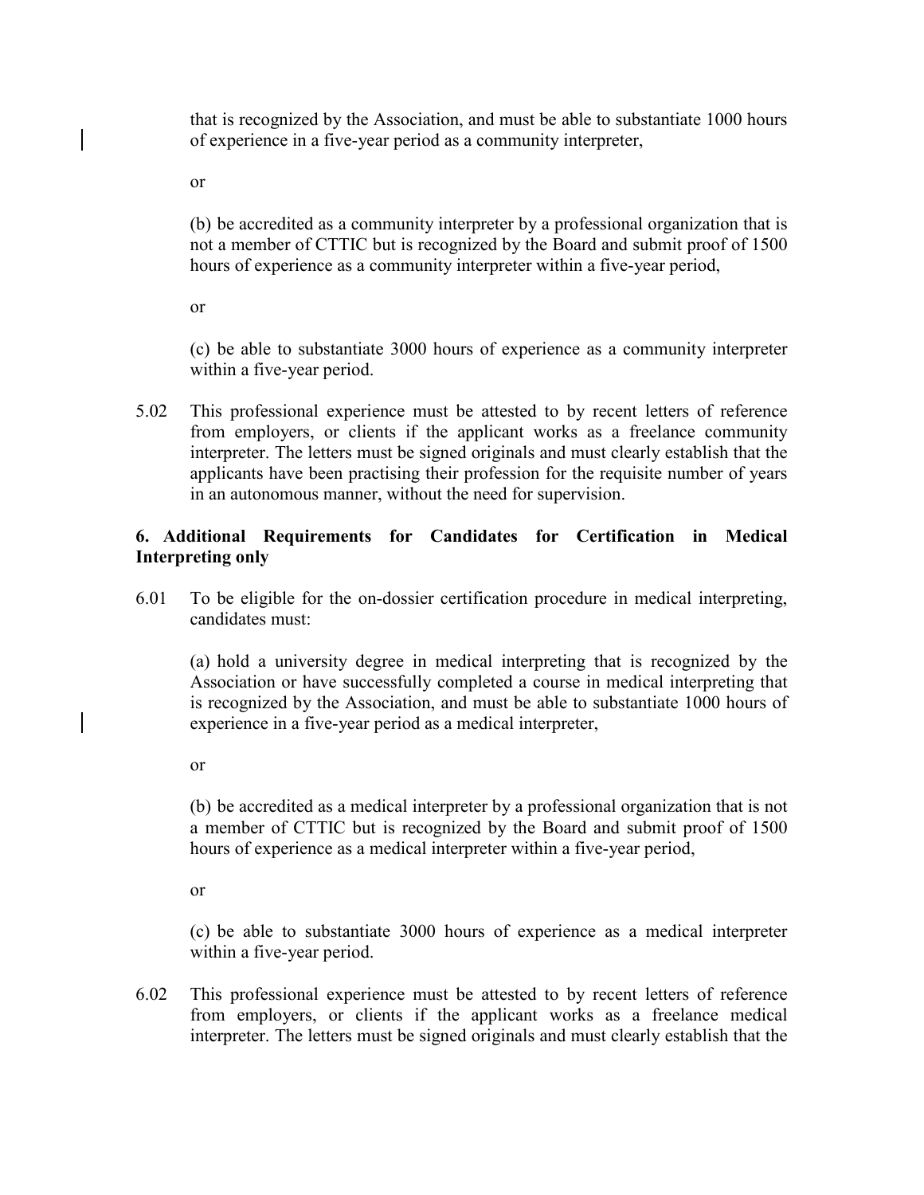that is recognized by the Association, and must be able to substantiate 1000 hours of experience in a five-year period as a community interpreter,

or

(b) be accredited as a community interpreter by a professional organization that is not a member of CTTIC but is recognized by the Board and submit proof of 1500 hours of experience as a community interpreter within a five-year period,

or

(c) be able to substantiate 3000 hours of experience as a community interpreter within a five-year period.

5.02 This professional experience must be attested to by recent letters of reference from employers, or clients if the applicant works as a freelance community interpreter. The letters must be signed originals and must clearly establish that the applicants have been practising their profession for the requisite number of years in an autonomous manner, without the need for supervision.

**6. Additional Requirements for Candidates for Certification in Medical Interpreting only**

6.01 To be eligible for the on-dossier certification procedure in medical interpreting, candidates must:

(a) hold a university degree in medical interpreting that is recognized by the Association or have successfully completed a course in medical interpreting that is recognized by the Association, and must be able to substantiate 1000 hours of experience in a five-year period as a medical interpreter,

or

(b) be accredited as a medical interpreter by a professional organization that is not a member of CTTIC but is recognized by the Board and submit proof of 1500 hours of experience as a medical interpreter within a five-year period,

or

(c) be able to substantiate 3000 hours of experience as a medical interpreter within a five-year period.

6.02 This professional experience must be attested to by recent letters of reference from employers, or clients if the applicant works as a freelance medical interpreter. The letters must be signed originals and must clearly establish that the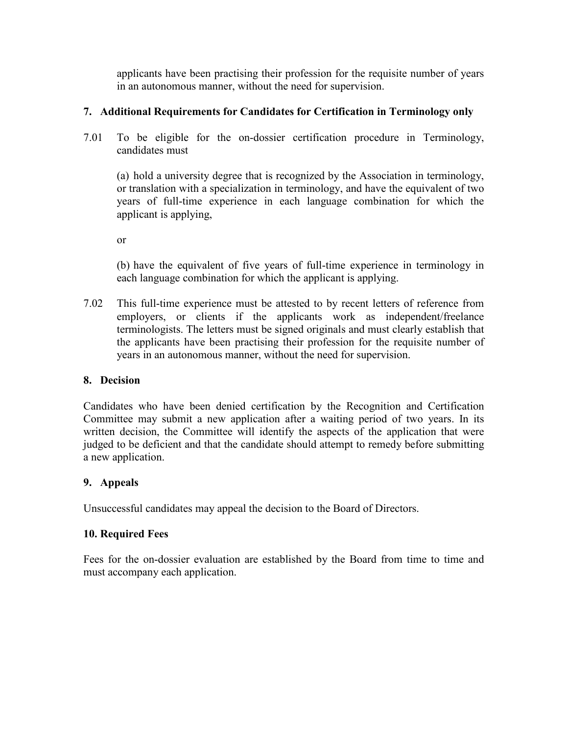applicants have been practising their profession for the requisite number of years in an autonomous manner, without the need for supervision.

## 7. Additional Requirements for Candidates for Certification in Terminology only

7.01 To be eligible for the on-dossier certification procedure in Terminology, candidates must

(a) hold a university degree that is recognized by the Association in terminology, or translation with a specialization in terminology, and have the equivalent of two years of full-time experience in each language combination for which the applicant is applying,

or

(b) have the equivalent of five years of full-time experience in terminology in each language combination for which the applicant is applying.

7.02 This full-time experience must be attested to by recent letters of reference from employers, or clients if the applicants work as independent/freelance terminologists. The letters must be signed originals and must clearly establish that the applicants have been practising their profession for the requisite number of years in an autonomous manner, without the need for supervision.

## 8. Decision

Candidates who have been denied certification by the Recognition and Certification Committee may submit a new application after a waiting period of two years. In its written decision, the Committee will identify the aspects of the application that were judged to be deficient and that the candidate should attempt to remedy before submitting a new application.

## 9. Appeals

Unsuccessful candidates may appeal the decision to the Board of Directors.

## 10. Required Fees

Fees for the on-dossier evaluation are established by the Board from time to time and must accompany each application.